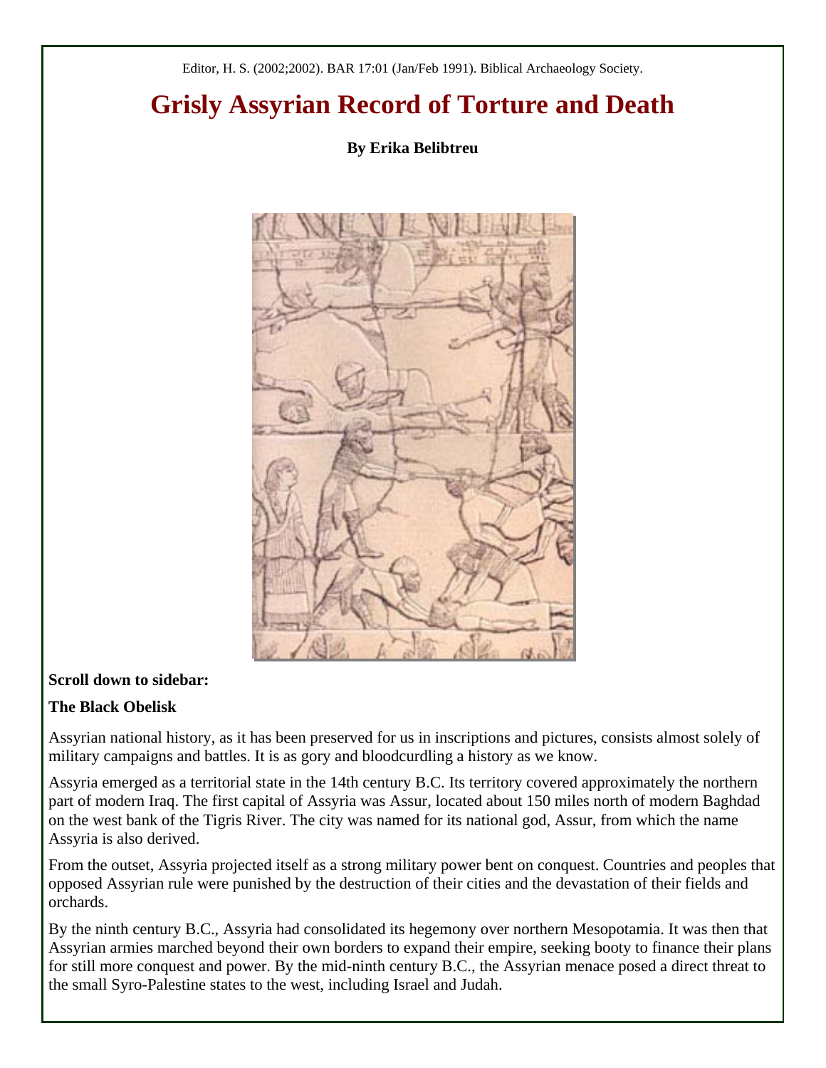Editor, H. S. (2002;2002). BAR 17:01 (Jan/Feb 1991). Biblical Archaeology Society.

# Grisly Assyrian Record of Torture and Death

**By Erika Belibtreu**

**Scroll down to sidebar:**

**The Black Obelisk**

Assyrian national history, as it has been preserved for us in inscriptions and pictures, consists almost solely of military campaigns and battles. It is as gory and bloodcurdling a history as we know.

Assyria emerged as a territorial state in the 14th century B.C. Its territory covered approximately the northern part of modern Iraq. The first capital of Assyria was Assur, located about 150 miles north of modern Baghdad on the west bank of the Tigris River. The city was named for its national god, Assur, from which the name Assyria is also derived.

From the outset, Assyria projected itself as a strong military power bent on conquest. Countries and peoples that opposed Assyrian rule were punished by the destruction of their cities and the devastation of their fields and orchards.

By the ninth century B.C., Assyria had consolidated its hegemony over northern Mesopotamia. It was then that Assyrian armies marched beyond their own borders to expand their empire, seeking booty to finance their plans for still more conquest and power. By the mid-ninth century B.C., the Assyrian menace posed a direct threat to the small Syro-Palestine states to the west, including Israel and Judah.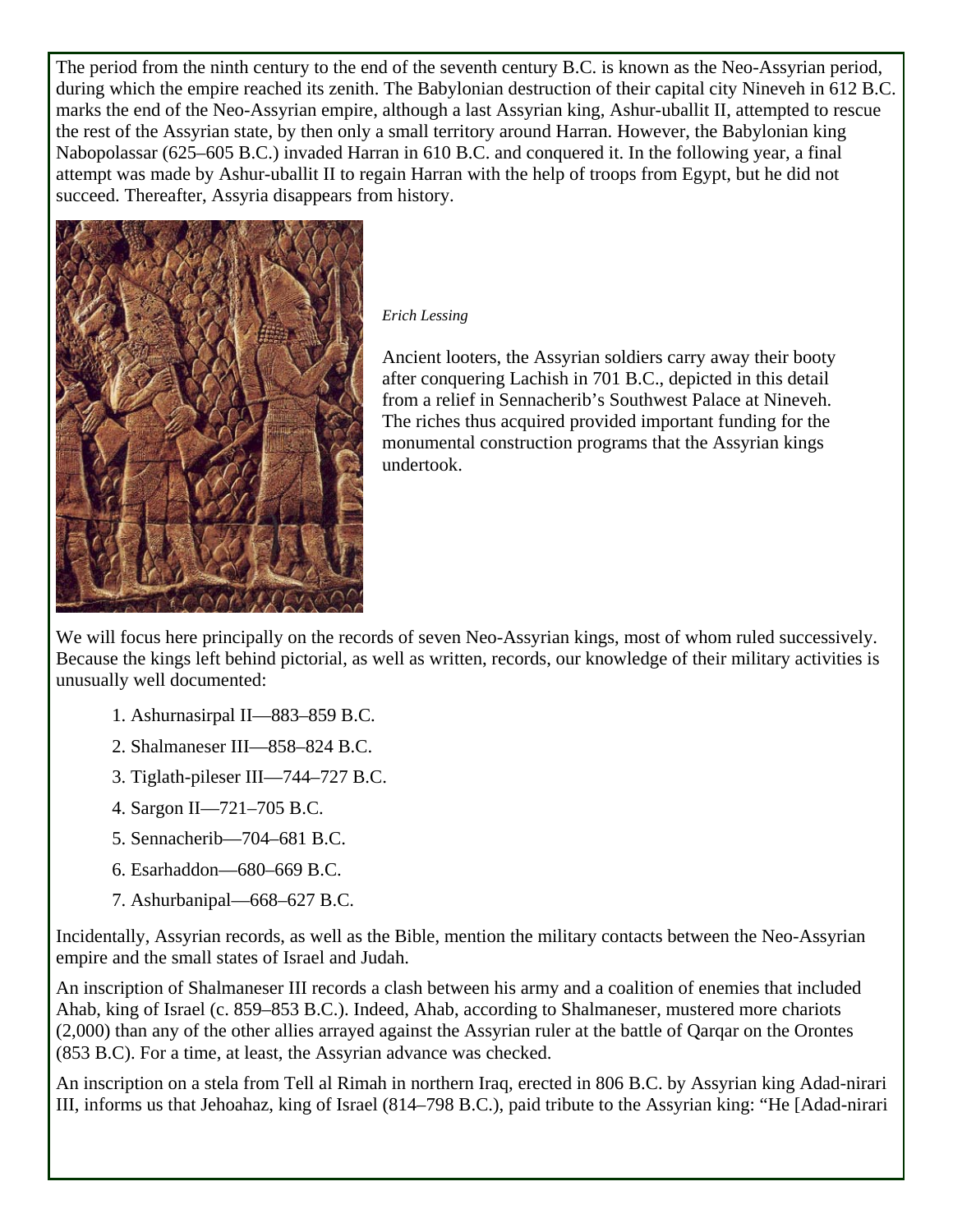The period from the ninth century to the end of the seventh century B.C. is known as the Neo-Assyrian period, during which the empire reached its zenith. The Babylonian destruction of their capital city Nineveh in 612 B.C. marks the end of the Neo-Assyrian empire, although a last Assyrian king, Ashur-uballit II, attempted to rescue the rest of the Assyrian state, by then only a small territory around Harran. However, the Babylonian king Nabopolassar (625–605 B.C.) invaded Harran in 610 B.C. and conquered it. In the following year, a final attempt was made by Ashur-uballit II to regain Harran with the help of troops from Egypt, but he did not succeed. Thereafter, Assyria disappears from history.

*Erich Lessing*

Ancient looters, the Assyrian soldiers carry away their booty after conquering Lachish in 701 B.C., depicted in this detail from a relief in Sennacherib's Southwest Palace at Nineveh. The riches thus acquired provided important funding for the monumental construction programs that the Assyrian kings undertook.

We will focus here principally on the records of seven Neo-Assyrian kings, most of whom ruled successively. Because the kings left behind pictorial, as well as written, records, our knowledge of their military activities is unusually well documented:

1. Ashurnasirpal II—883–859 B.C.
2. Shalmaneser III—858–824 B.C.
3. Tiglath-pileser III—744–727 B.C.
4. Sargon II—721–705 B.C.
5. Sennacherib—704–681 B.C.
6. Esarhaddon—680–669 B.C.
7. Ashurbanipal—668–627 B.C.

Incidentally, Assyrian records, as well as the Bible, mention the military contacts between the Neo-Assyrian empire and the small states of Israel and Judah.

An inscription of Shalmaneser III records a clash between his army and a coalition of enemies that included Ahab, king of Israel (c. 859–853 B.C.). Indeed, Ahab, according to Shalmaneser, mustered more chariots (2,000) than any of the other allies arrayed against the Assyrian ruler at the battle of Qarqar on the Orontes (853 B.C). For a time, at least, the Assyrian advance was checked.

An inscription on a stela from Tell al Rimah in northern Iraq, erected in 806 B.C. by Assyrian king Adad-nirari III, informs us that Jehoahaz, king of Israel (814–798 B.C.), paid tribute to the Assyrian king: "He [Adad-nirari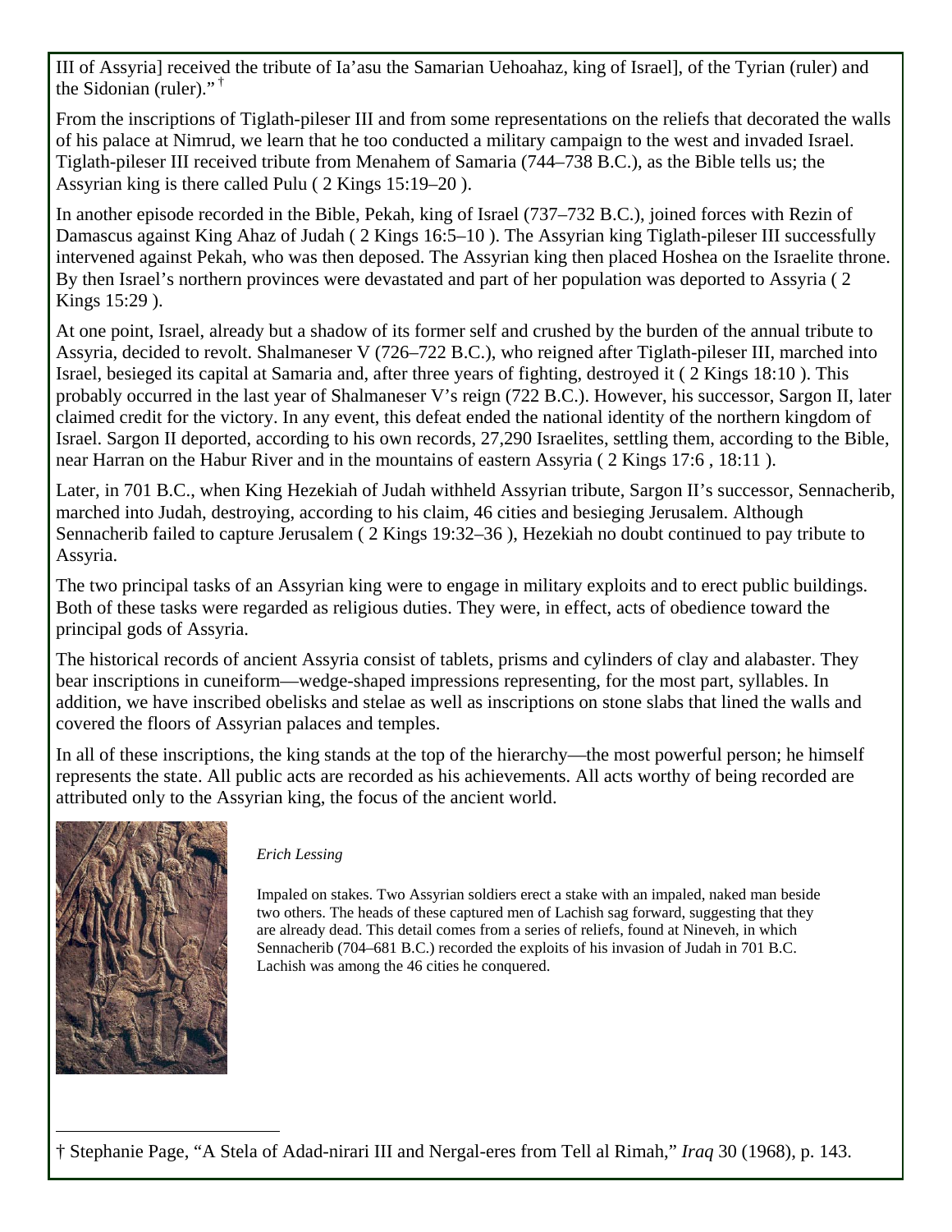III of Assyria] received the tribute of Ia'asu the Samarian Uehoahaz, king of Israel], of the Tyrian (ruler) and the Sidonian (ruler)."[†]

From the inscriptions of Tiglath-pileser III and from some representations on the reliefs that decorated the walls of his palace at Nimrud, we learn that he too conducted a military campaign to the west and invaded Israel. Tiglath-pileser III received tribute from Menahem of Samaria (744–738 B.C.), as the Bible tells us; the Assyrian king is there called Pulu ( 2 Kings 15:19–20 ).

In another episode recorded in the Bible, Pekah, king of Israel (737–732 B.C.), joined forces with Rezin of Damascus against King Ahaz of Judah ( 2 Kings 16:5–10 ). The Assyrian king Tiglath-pileser III successfully intervened against Pekah, who was then deposed. The Assyrian king then placed Hoshea on the Israelite throne. By then Israel's northern provinces were devastated and part of her population was deported to Assyria ( 2 Kings 15:29 ).

At one point, Israel, already but a shadow of its former self and crushed by the burden of the annual tribute to Assyria, decided to revolt. Shalmaneser V (726–722 B.C.), who reigned after Tiglath-pileser III, marched into Israel, besieged its capital at Samaria and, after three years of fighting, destroyed it ( 2 Kings 18:10 ). This probably occurred in the last year of Shalmaneser V's reign (722 B.C.). However, his successor, Sargon II, later claimed credit for the victory. In any event, this defeat ended the national identity of the northern kingdom of Israel. Sargon II deported, according to his own records, 27,290 Israelites, settling them, according to the Bible, near Harran on the Habur River and in the mountains of eastern Assyria ( 2 Kings 17:6 , 18:11 ).

Later, in 701 B.C., when King Hezekiah of Judah withheld Assyrian tribute, Sargon II's successor, Sennacherib, marched into Judah, destroying, according to his claim, 46 cities and besieging Jerusalem. Although Sennacherib failed to capture Jerusalem ( 2 Kings 19:32–36 ), Hezekiah no doubt continued to pay tribute to Assyria.

The two principal tasks of an Assyrian king were to engage in military exploits and to erect public buildings. Both of these tasks were regarded as religious duties. They were, in effect, acts of obedience toward the principal gods of Assyria.

The historical records of ancient Assyria consist of tablets, prisms and cylinders of clay and alabaster. They bear inscriptions in cuneiform—wedge-shaped impressions representing, for the most part, syllables. In addition, we have inscribed obelisks and stelae as well as inscriptions on stone slabs that lined the walls and covered the floors of Assyrian palaces and temples.

In all of these inscriptions, the king stands at the top of the hierarchy—the most powerful person; he himself represents the state. All public acts are recorded as his achievements. All acts worthy of being recorded are attributed only to the Assyrian king, the focus of the ancient world.

*Erich Lessing*

Impaled on stakes. Two Assyrian soldiers erect a stake with an impaled, naked man beside two others. The heads of these captured men of Lachish sag forward, suggesting that they are already dead. This detail comes from a series of reliefs, found at Nineveh, in which Sennacherib (704–681 B.C.) recorded the exploits of his invasion of Judah in 701 B.C. Lachish was among the 46 cities he conquered.

† Stephanie Page, "A Stela of Adad-nirari III and Nergal-eres from Tell al Rimah," *Iraq* 30 (1968), p. 143.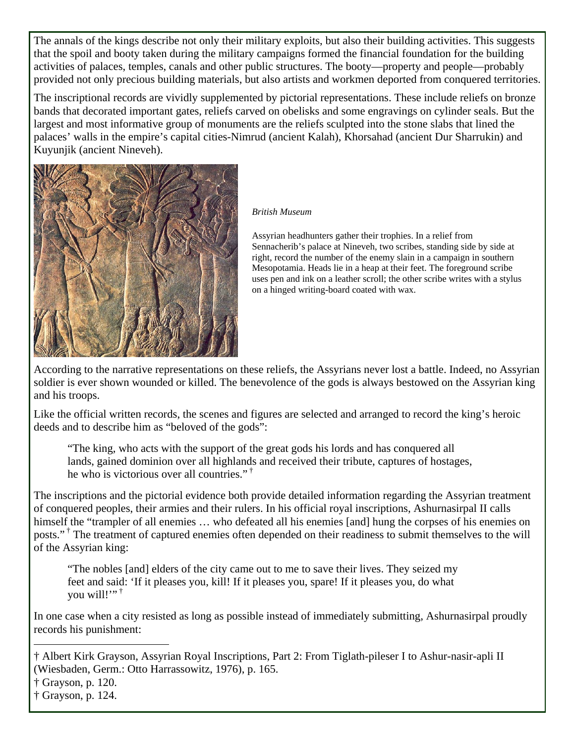The annals of the kings describe not only their military exploits, but also their building activities. This suggests that the spoil and booty taken during the military campaigns formed the financial foundation for the building activities of palaces, temples, canals and other public structures. The booty—property and people—probably provided not only precious building materials, but also artists and workmen deported from conquered territories.

The inscriptional records are vividly supplemented by pictorial representations. These include reliefs on bronze bands that decorated important gates, reliefs carved on obelisks and some engravings on cylinder seals. But the largest and most informative group of monuments are the reliefs sculpted into the stone slabs that lined the palaces' walls in the empire's capital cities-Nimrud (ancient Kalah), Khorsahad (ancient Dur Sharrukin) and Kuyunjik (ancient Nineveh).

*British Museum*

Assyrian headhunters gather their trophies. In a relief from Sennacherib's palace at Nineveh, two scribes, standing side by side at right, record the number of the enemy slain in a campaign in southern Mesopotamia. Heads lie in a heap at their feet. The foreground scribe uses pen and ink on a leather scroll; the other scribe writes with a stylus on a hinged writing-board coated with wax.

According to the narrative representations on these reliefs, the Assyrians never lost a battle. Indeed, no Assyrian soldier is ever shown wounded or killed. The benevolence of the gods is always bestowed on the Assyrian king and his troops.

Like the official written records, the scenes and figures are selected and arranged to record the king's heroic deeds and to describe him as "beloved of the gods":

> "The king, who acts with the support of the great gods his lords and has conquered all lands, gained dominion over all highlands and received their tribute, captures of hostages, he who is victorious over all countries." [†]

The inscriptions and the pictorial evidence both provide detailed information regarding the Assyrian treatment of conquered peoples, their armies and their rulers. In his official royal inscriptions, Ashurnasirpal II calls himself the "trampler of all enemies … who defeated all his enemies [and] hung the corpses of his enemies on posts." [†] The treatment of captured enemies often depended on their readiness to submit themselves to the will of the Assyrian king:

> "The nobles [and] elders of the city came out to me to save their lives. They seized my feet and said: 'If it pleases you, kill! If it pleases you, spare! If it pleases you, do what you will!'" [†]

In one case when a city resisted as long as possible instead of immediately submitting, Ashurnasirpal proudly records his punishment:

---

† Albert Kirk Grayson, Assyrian Royal Inscriptions, Part 2: From Tiglath-pileser I to Ashur-nasir-apli II (Wiesbaden, Germ.: Otto Harrassowitz, 1976), p. 165.

† Grayson, p. 120.

† Grayson, p. 124.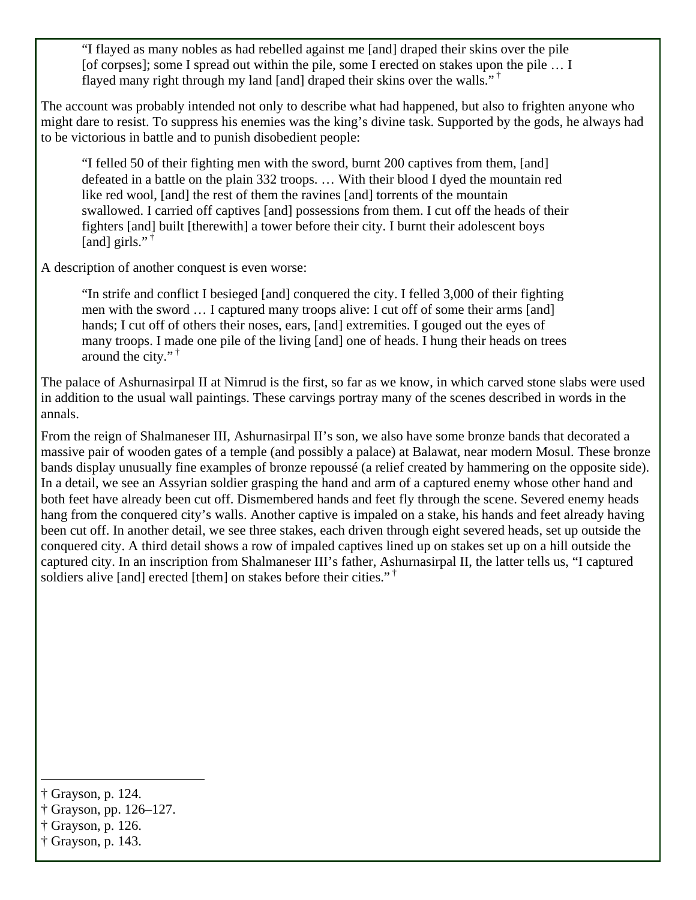> “I flayed as many nobles as had rebelled against me [and] draped their skins over the pile [of corpses]; some I spread out within the pile, some I erected on stakes upon the pile … I flayed many right through my land [and] draped their skins over the walls.” †

The account was probably intended not only to describe what had happened, but also to frighten anyone who might dare to resist. To suppress his enemies was the king’s divine task. Supported by the gods, he always had to be victorious in battle and to punish disobedient people:

> “I felled 50 of their fighting men with the sword, burnt 200 captives from them, [and] defeated in a battle on the plain 332 troops. … With their blood I dyed the mountain red like red wool, [and] the rest of them the ravines [and] torrents of the mountain swallowed. I carried off captives [and] possessions from them. I cut off the heads of their fighters [and] built [therewith] a tower before their city. I burnt their adolescent boys [and] girls.” †

A description of another conquest is even worse:

> “In strife and conflict I besieged [and] conquered the city. I felled 3,000 of their fighting men with the sword … I captured many troops alive: I cut off of some their arms [and] hands; I cut off of others their noses, ears, [and] extremities. I gouged out the eyes of many troops. I made one pile of the living [and] one of heads. I hung their heads on trees around the city.” †

The palace of Ashurnasirpal II at Nimrud is the first, so far as we know, in which carved stone slabs were used in addition to the usual wall paintings. These carvings portray many of the scenes described in words in the annals.

From the reign of Shalmaneser III, Ashurnasirpal II’s son, we also have some bronze bands that decorated a massive pair of wooden gates of a temple (and possibly a palace) at Balawat, near modern Mosul. These bronze bands display unusually fine examples of bronze repoussé (a relief created by hammering on the opposite side). In a detail, we see an Assyrian soldier grasping the hand and arm of a captured enemy whose other hand and both feet have already been cut off. Dismembered hands and feet fly through the scene. Severed enemy heads hang from the conquered city’s walls. Another captive is impaled on a stake, his hands and feet already having been cut off. In another detail, we see three stakes, each driven through eight severed heads, set up outside the conquered city. A third detail shows a row of impaled captives lined up on stakes set up on a hill outside the captured city. In an inscription from Shalmaneser III’s father, Ashurnasirpal II, the latter tells us, “I captured soldiers alive [and] erected [them] on stakes before their cities.” †

---

† Grayson, p. 124.

† Grayson, pp. 126–127.

† Grayson, p. 126.

† Grayson, p. 143.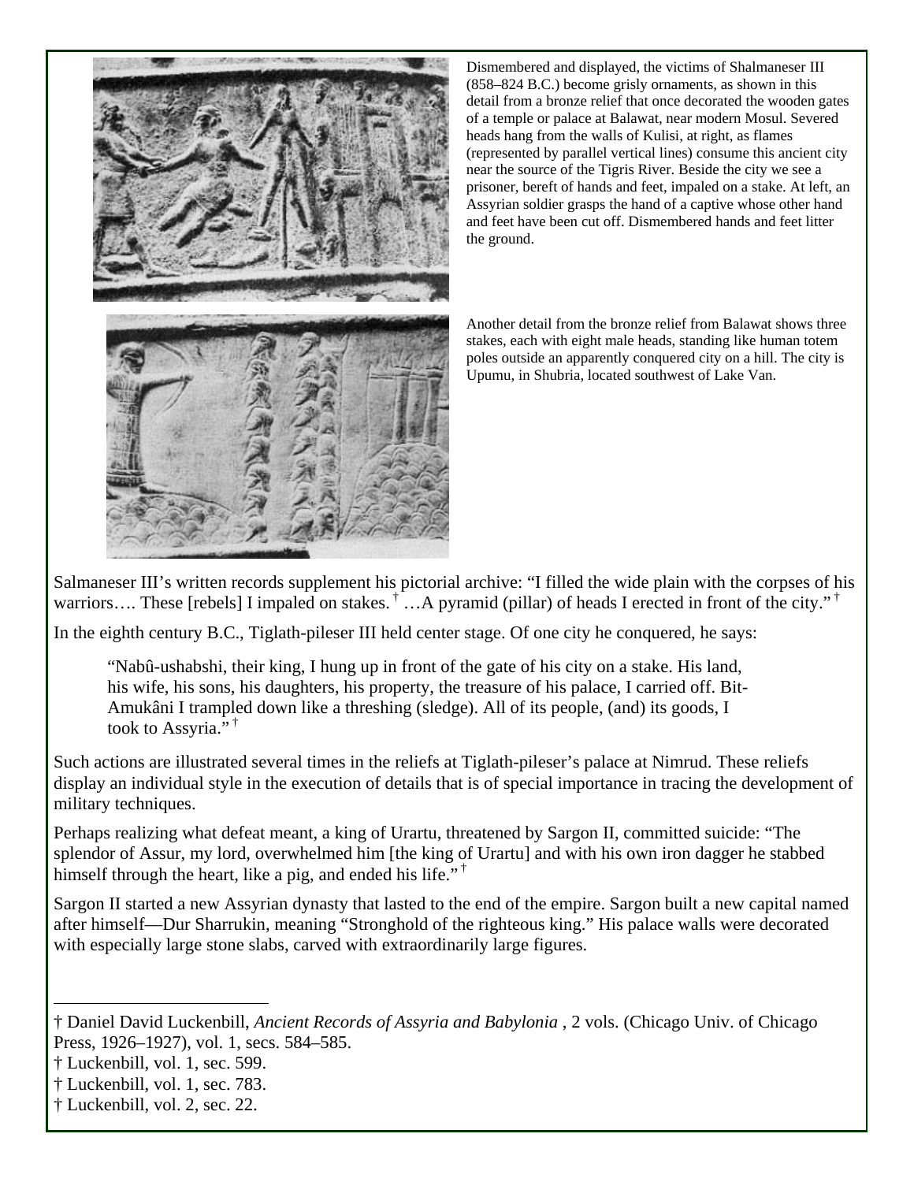Dismembered and displayed, the victims of Shalmaneser III (858–824 B.C.) become grisly ornaments, as shown in this detail from a bronze relief that once decorated the wooden gates of a temple or palace at Balawat, near modern Mosul. Severed heads hang from the walls of Kulisi, at right, as flames (represented by parallel vertical lines) consume this ancient city near the source of the Tigris River. Beside the city we see a prisoner, bereft of hands and feet, impaled on a stake. At left, an Assyrian soldier grasps the hand of a captive whose other hand and feet have been cut off. Dismembered hands and feet litter the ground.

Another detail from the bronze relief from Balawat shows three stakes, each with eight male heads, standing like human totem poles outside an apparently conquered city on a hill. The city is Upumu, in Shubria, located southwest of Lake Van.

Salmaneser III's written records supplement his pictorial archive: "I filled the wide plain with the corpses of his warriors…. These [rebels] I impaled on stakes. † …A pyramid (pillar) of heads I erected in front of the city." †

In the eighth century B.C., Tiglath-pileser III held center stage. Of one city he conquered, he says:

> "Nabû-ushabshi, their king, I hung up in front of the gate of his city on a stake. His land, his wife, his sons, his daughters, his property, the treasure of his palace, I carried off. Bit-Amukâni I trampled down like a threshing (sledge). All of its people, (and) its goods, I took to Assyria." †

Such actions are illustrated several times in the reliefs at Tiglath-pileser's palace at Nimrud. These reliefs display an individual style in the execution of details that is of special importance in tracing the development of military techniques.

Perhaps realizing what defeat meant, a king of Urartu, threatened by Sargon II, committed suicide: "The splendor of Assur, my lord, overwhelmed him [the king of Urartu] and with his own iron dagger he stabbed himself through the heart, like a pig, and ended his life." †

Sargon II started a new Assyrian dynasty that lasted to the end of the empire. Sargon built a new capital named after himself—Dur Sharrukin, meaning "Stronghold of the righteous king." His palace walls were decorated with especially large stone slabs, carved with extraordinarily large figures.

---

† Daniel David Luckenbill, *Ancient Records of Assyria and Babylonia* , 2 vols. (Chicago Univ. of Chicago Press, 1926–1927), vol. 1, secs. 584–585.

† Luckenbill, vol. 1, sec. 599.

† Luckenbill, vol. 1, sec. 783.

† Luckenbill, vol. 2, sec. 22.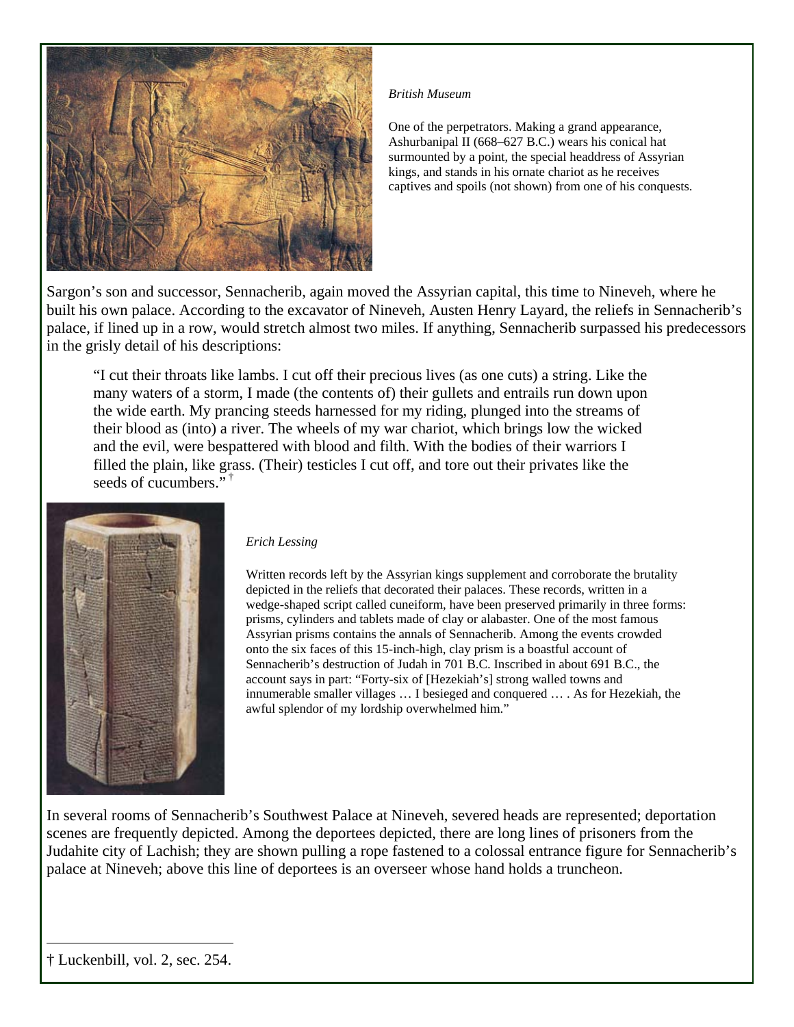*British Museum*

One of the perpetrators. Making a grand appearance, Ashurbanipal II (668–627 B.C.) wears his conical hat surmounted by a point, the special headdress of Assyrian kings, and stands in his ornate chariot as he receives captives and spoils (not shown) from one of his conquests.

Sargon's son and successor, Sennacherib, again moved the Assyrian capital, this time to Nineveh, where he built his own palace. According to the excavator of Nineveh, Austen Henry Layard, the reliefs in Sennacherib's palace, if lined up in a row, would stretch almost two miles. If anything, Sennacherib surpassed his predecessors in the grisly detail of his descriptions:

> "I cut their throats like lambs. I cut off their precious lives (as one cuts) a string. Like the many waters of a storm, I made (the contents of) their gullets and entrails run down upon the wide earth. My prancing steeds harnessed for my riding, plunged into the streams of their blood as (into) a river. The wheels of my war chariot, which brings low the wicked and the evil, were bespattered with blood and filth. With the bodies of their warriors I filled the plain, like grass. (Their) testicles I cut off, and tore out their privates like the seeds of cucumbers." [†]

*Erich Lessing*

Written records left by the Assyrian kings supplement and corroborate the brutality depicted in the reliefs that decorated their palaces. These records, written in a wedge-shaped script called cuneiform, have been preserved primarily in three forms: prisms, cylinders and tablets made of clay or alabaster. One of the most famous Assyrian prisms contains the annals of Sennacherib. Among the events crowded onto the six faces of this 15-inch-high, clay prism is a boastful account of Sennacherib's destruction of Judah in 701 B.C. Inscribed in about 691 B.C., the account says in part: "Forty-six of [Hezekiah's] strong walled towns and innumerable smaller villages … I besieged and conquered … . As for Hezekiah, the awful splendor of my lordship overwhelmed him."

In several rooms of Sennacherib's Southwest Palace at Nineveh, severed heads are represented; deportation scenes are frequently depicted. Among the deportees depicted, there are long lines of prisoners from the Judahite city of Lachish; they are shown pulling a rope fastened to a colossal entrance figure for Sennacherib's palace at Nineveh; above this line of deportees is an overseer whose hand holds a truncheon.

---

† Luckenbill, vol. 2, sec. 254.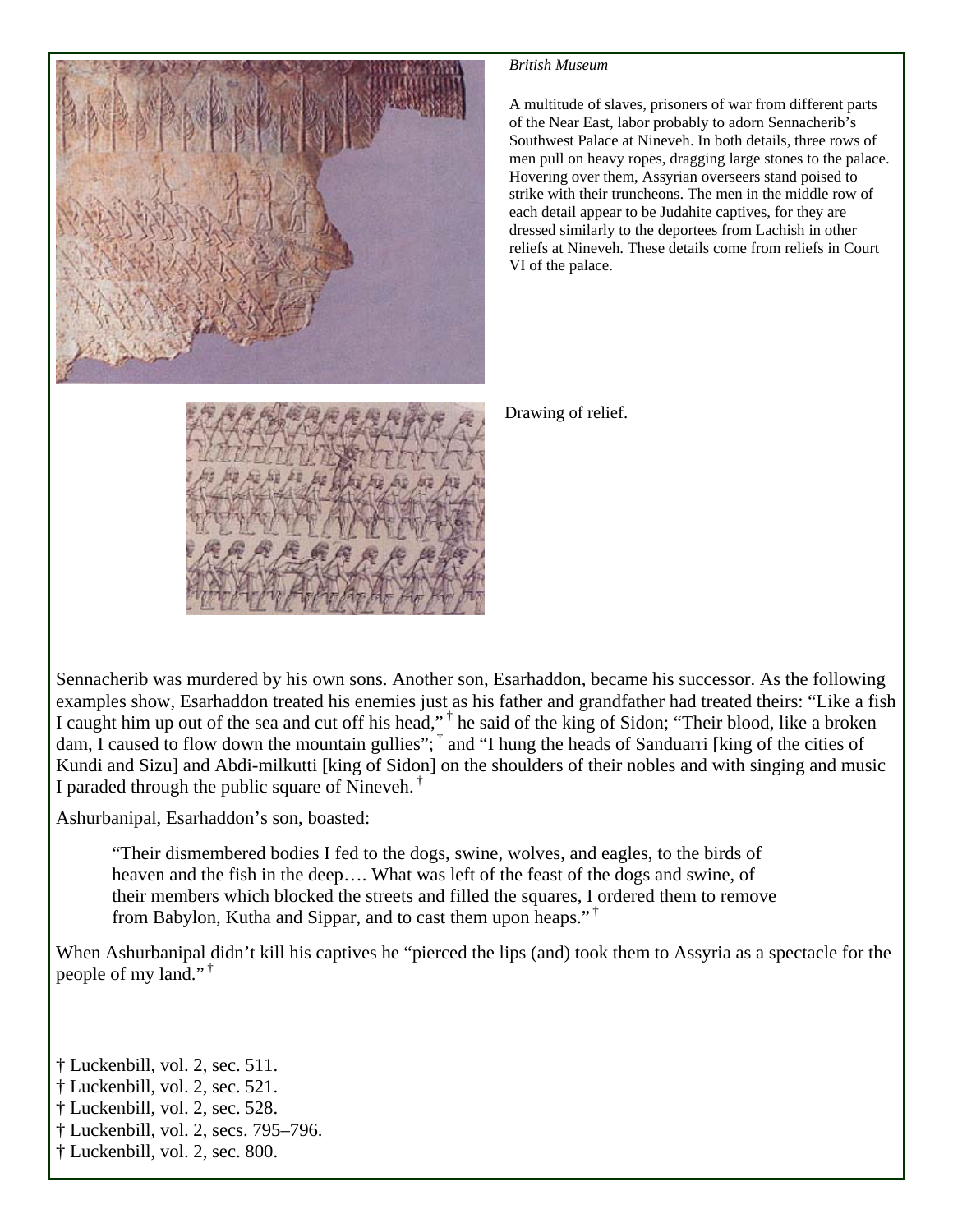*British Museum*

A multitude of slaves, prisoners of war from different parts of the Near East, labor probably to adorn Sennacherib's Southwest Palace at Nineveh. In both details, three rows of men pull on heavy ropes, dragging large stones to the palace. Hovering over them, Assyrian overseers stand poised to strike with their truncheons. The men in the middle row of each detail appear to be Judahite captives, for they are dressed similarly to the deportees from Lachish in other reliefs at Nineveh. These details come from reliefs in Court VI of the palace.

Drawing of relief.

Sennacherib was murdered by his own sons. Another son, Esarhaddon, became his successor. As the following examples show, Esarhaddon treated his enemies just as his father and grandfather had treated theirs: "Like a fish I caught him up out of the sea and cut off his head,"[†] he said of the king of Sidon; "Their blood, like a broken dam, I caused to flow down the mountain gullies";[†] and "I hung the heads of Sanduarri [king of the cities of Kundi and Sizu] and Abdi-milkutti [king of Sidon] on the shoulders of their nobles and with singing and music I paraded through the public square of Nineveh.[†]

Ashurbanipal, Esarhaddon's son, boasted:

> "Their dismembered bodies I fed to the dogs, swine, wolves, and eagles, to the birds of heaven and the fish in the deep…. What was left of the feast of the dogs and swine, of their members which blocked the streets and filled the squares, I ordered them to remove from Babylon, Kutha and Sippar, and to cast them upon heaps."[†]

When Ashurbanipal didn't kill his captives he "pierced the lips (and) took them to Assyria as a spectacle for the people of my land."[†]

---

† Luckenbill, vol. 2, sec. 511.
† Luckenbill, vol. 2, sec. 521.
† Luckenbill, vol. 2, sec. 528.
† Luckenbill, vol. 2, secs. 795–796.
† Luckenbill, vol. 2, sec. 800.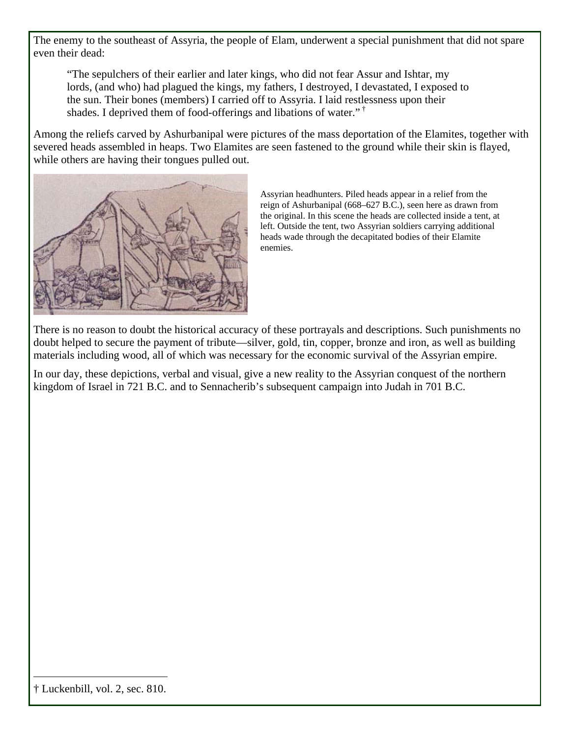The enemy to the southeast of Assyria, the people of Elam, underwent a special punishment that did not spare even their dead:

> "The sepulchers of their earlier and later kings, who did not fear Assur and Ishtar, my lords, (and who) had plagued the kings, my fathers, I destroyed, I devastated, I exposed to the sun. Their bones (members) I carried off to Assyria. I laid restlessness upon their shades. I deprived them of food-offerings and libations of water." †

Among the reliefs carved by Ashurbanipal were pictures of the mass deportation of the Elamites, together with severed heads assembled in heaps. Two Elamites are seen fastened to the ground while their skin is flayed, while others are having their tongues pulled out.

Assyrian headhunters. Piled heads appear in a relief from the reign of Ashurbanipal (668–627 B.C.), seen here as drawn from the original. In this scene the heads are collected inside a tent, at left. Outside the tent, two Assyrian soldiers carrying additional heads wade through the decapitated bodies of their Elamite enemies.

There is no reason to doubt the historical accuracy of these portrayals and descriptions. Such punishments no doubt helped to secure the payment of tribute—silver, gold, tin, copper, bronze and iron, as well as building materials including wood, all of which was necessary for the economic survival of the Assyrian empire.

In our day, these depictions, verbal and visual, give a new reality to the Assyrian conquest of the northern kingdom of Israel in 721 B.C. and to Sennacherib's subsequent campaign into Judah in 701 B.C.

---

† Luckenbill, vol. 2, sec. 810.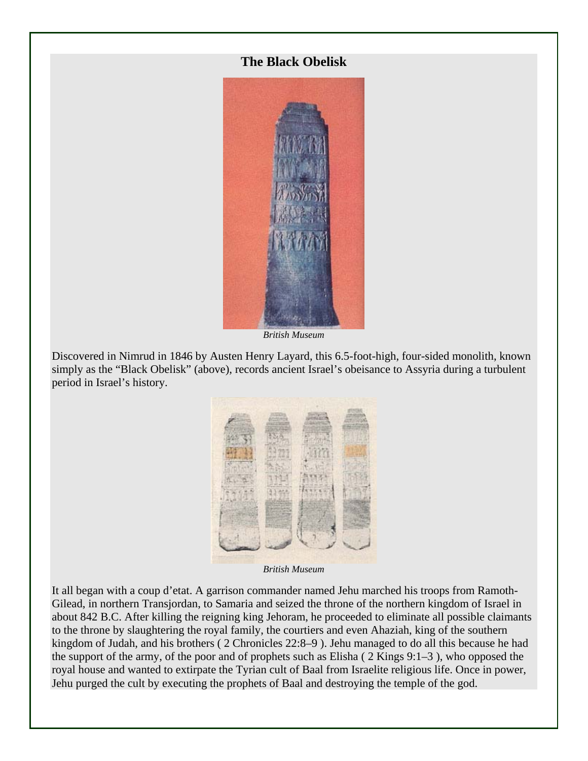## The Black Obelisk

*British Museum*

Discovered in Nimrud in 1846 by Austen Henry Layard, this 6.5-foot-high, four-sided monolith, known simply as the "Black Obelisk" (above), records ancient Israel's obeisance to Assyria during a turbulent period in Israel's history.

*British Museum*

It all began with a coup d'etat. A garrison commander named Jehu marched his troops from Ramoth-Gilead, in northern Transjordan, to Samaria and seized the throne of the northern kingdom of Israel in about 842 B.C. After killing the reigning king Jehoram, he proceeded to eliminate all possible claimants to the throne by slaughtering the royal family, the courtiers and even Ahaziah, king of the southern kingdom of Judah, and his brothers ( 2 Chronicles 22:8–9 ). Jehu managed to do all this because he had the support of the army, of the poor and of prophets such as Elisha ( 2 Kings 9:1–3 ), who opposed the royal house and wanted to extirpate the Tyrian cult of Baal from Israelite religious life. Once in power, Jehu purged the cult by executing the prophets of Baal and destroying the temple of the god.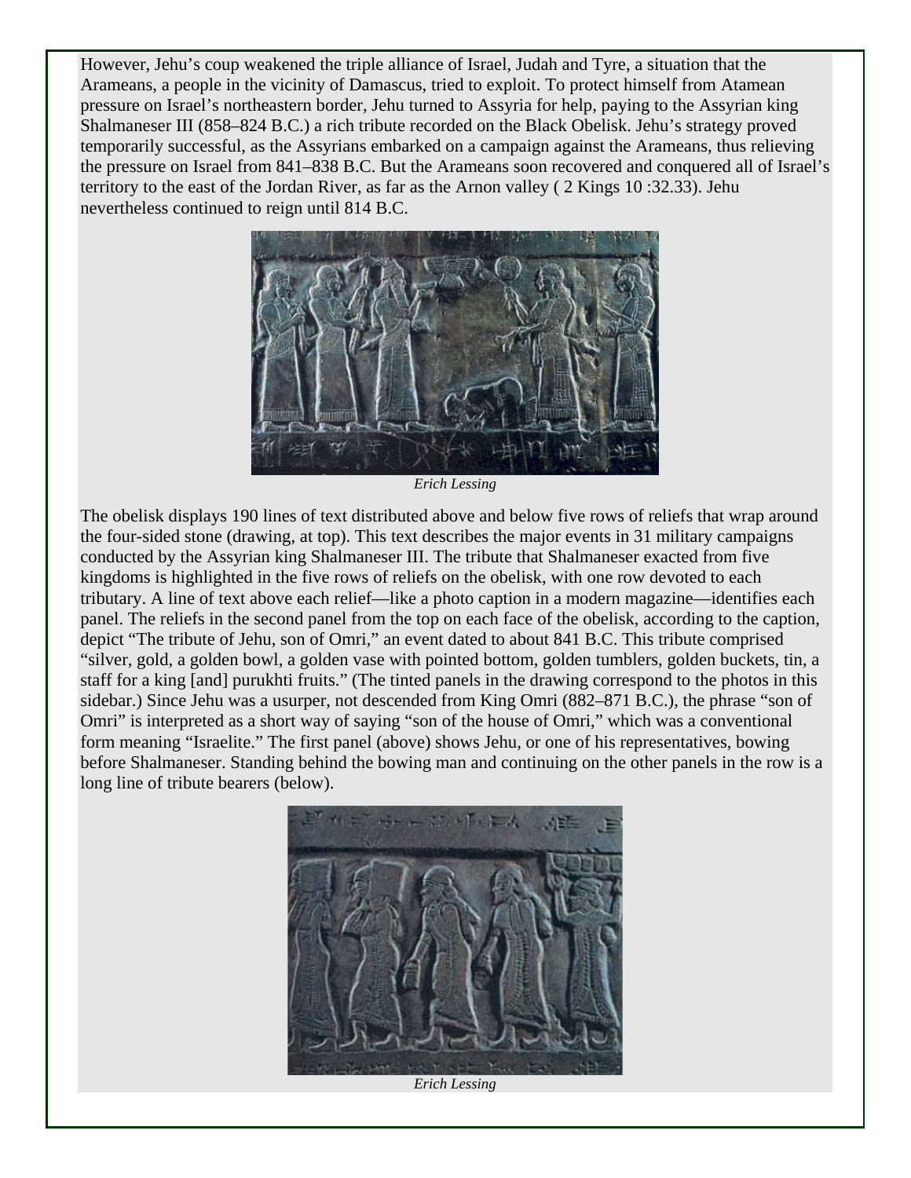However, Jehu's coup weakened the triple alliance of Israel, Judah and Tyre, a situation that the Arameans, a people in the vicinity of Damascus, tried to exploit. To protect himself from Atamean pressure on Israel's northeastern border, Jehu turned to Assyria for help, paying to the Assyrian king Shalmaneser III (858–824 B.C.) a rich tribute recorded on the Black Obelisk. Jehu's strategy proved temporarily successful, as the Assyrians embarked on a campaign against the Arameans, thus relieving the pressure on Israel from 841–838 B.C. But the Arameans soon recovered and conquered all of Israel's territory to the east of the Jordan River, as far as the Arnon valley ( 2 Kings 10 :32.33). Jehu nevertheless continued to reign until 814 B.C.

*Erich Lessing*

The obelisk displays 190 lines of text distributed above and below five rows of reliefs that wrap around the four-sided stone (drawing, at top). This text describes the major events in 31 military campaigns conducted by the Assyrian king Shalmaneser III. The tribute that Shalmaneser exacted from five kingdoms is highlighted in the five rows of reliefs on the obelisk, with one row devoted to each tributary. A line of text above each relief—like a photo caption in a modern magazine—identifies each panel. The reliefs in the second panel from the top on each face of the obelisk, according to the caption, depict "The tribute of Jehu, son of Omri," an event dated to about 841 B.C. This tribute comprised "silver, gold, a golden bowl, a golden vase with pointed bottom, golden tumblers, golden buckets, tin, a staff for a king [and] purukhti fruits." (The tinted panels in the drawing correspond to the photos in this sidebar.) Since Jehu was a usurper, not descended from King Omri (882–871 B.C.), the phrase "son of Omri" is interpreted as a short way of saying "son of the house of Omri," which was a conventional form meaning "Israelite." The first panel (above) shows Jehu, or one of his representatives, bowing before Shalmaneser. Standing behind the bowing man and continuing on the other panels in the row is a long line of tribute bearers (below).

*Erich Lessing*